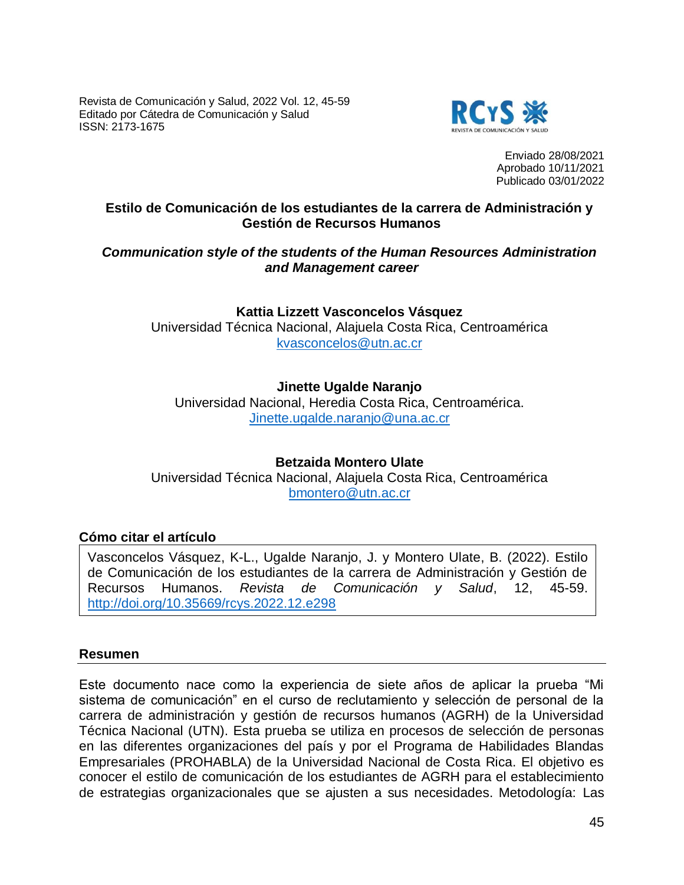Revista de Comunicación y Salud, 2022 Vol. 12, 45-59
Editado por Cátedra de Comunicación y Salud
ISSN: 2173-1675

Enviado 28/08/2021
Aprobado 10/11/2021
Publicado 03/01/2022

# Estilo de Comunicación de los estudiantes de la carrera de Administración y Gestión de Recursos Humanos

## *Communication style of the students of the Human Resources Administration and Management career*

**Kattia Lizzett Vasconcelos Vásquez**
Universidad Técnica Nacional, Alajuela Costa Rica, Centroamérica
kvasconcelos@utn.ac.cr

**Jinette Ugalde Naranjo**
Universidad Nacional, Heredia Costa Rica, Centroamérica.
Jinette.ugalde.naranjo@una.ac.cr

**Betzaida Montero Ulate**
Universidad Técnica Nacional, Alajuela Costa Rica, Centroamérica
bmontero@utn.ac.cr

**Cómo citar el artículo**

Vasconcelos Vásquez, K-L., Ugalde Naranjo, J. y Montero Ulate, B. (2022). Estilo de Comunicación de los estudiantes de la carrera de Administración y Gestión de Recursos Humanos. *Revista de Comunicación y Salud*, 12, 45-59. http://doi.org/10.35669/rcys.2022.12.e298

## Resumen

Este documento nace como la experiencia de siete años de aplicar la prueba “Mi sistema de comunicación” en el curso de reclutamiento y selección de personal de la carrera de administración y gestión de recursos humanos (AGRH) de la Universidad Técnica Nacional (UTN). Esta prueba se utiliza en procesos de selección de personas en las diferentes organizaciones del país y por el Programa de Habilidades Blandas Empresariales (PROHABLA) de la Universidad Nacional de Costa Rica. El objetivo es conocer el estilo de comunicación de los estudiantes de AGRH para el establecimiento de estrategias organizacionales que se ajusten a sus necesidades. Metodología: Las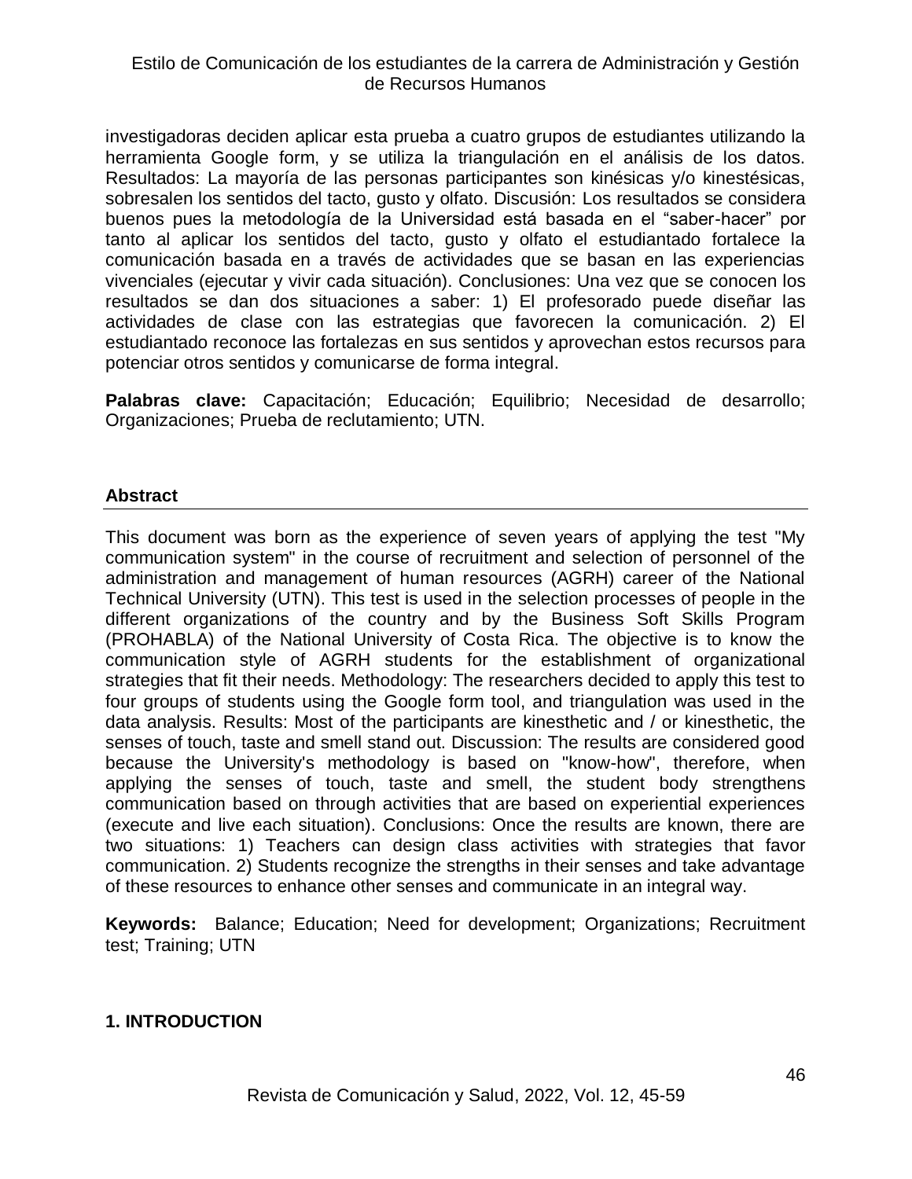investigadoras deciden aplicar esta prueba a cuatro grupos de estudiantes utilizando la herramienta Google form, y se utiliza la triangulación en el análisis de los datos. Resultados: La mayoría de las personas participantes son kinésicas y/o kinestésicas, sobresalen los sentidos del tacto, gusto y olfato. Discusión: Los resultados se considera buenos pues la metodología de la Universidad está basada en el "saber-hacer" por tanto al aplicar los sentidos del tacto, gusto y olfato el estudiantado fortalece la comunicación basada en a través de actividades que se basan en las experiencias vivenciales (ejecutar y vivir cada situación). Conclusiones: Una vez que se conocen los resultados se dan dos situaciones a saber: 1) El profesorado puede diseñar las actividades de clase con las estrategias que favorecen la comunicación. 2) El estudiantado reconoce las fortalezas en sus sentidos y aprovechan estos recursos para potenciar otros sentidos y comunicarse de forma integral.

**Palabras clave:** Capacitación; Educación; Equilibrio; Necesidad de desarrollo; Organizaciones; Prueba de reclutamiento; UTN.

## Abstract

This document was born as the experience of seven years of applying the test "My communication system" in the course of recruitment and selection of personnel of the administration and management of human resources (AGRH) career of the National Technical University (UTN). This test is used in the selection processes of people in the different organizations of the country and by the Business Soft Skills Program (PROHABLA) of the National University of Costa Rica. The objective is to know the communication style of AGRH students for the establishment of organizational strategies that fit their needs. Methodology: The researchers decided to apply this test to four groups of students using the Google form tool, and triangulation was used in the data analysis. Results: Most of the participants are kinesthetic and / or kinesthetic, the senses of touch, taste and smell stand out. Discussion: The results are considered good because the University's methodology is based on "know-how", therefore, when applying the senses of touch, taste and smell, the student body strengthens communication based on through activities that are based on experiential experiences (execute and live each situation). Conclusions: Once the results are known, there are two situations: 1) Teachers can design class activities with strategies that favor communication. 2) Students recognize the strengths in their senses and take advantage of these resources to enhance other senses and communicate in an integral way.

**Keywords:** Balance; Education; Need for development; Organizations; Recruitment test; Training; UTN

## 1. INTRODUCTION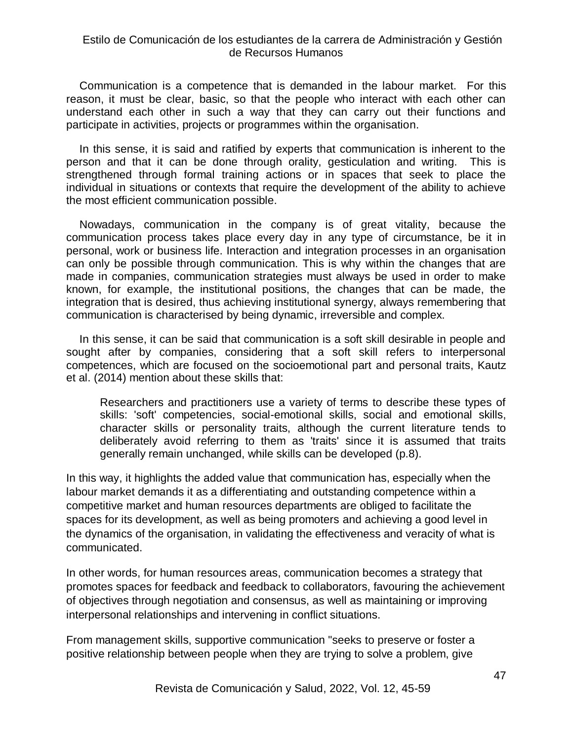Communication is a competence that is demanded in the labour market. For this reason, it must be clear, basic, so that the people who interact with each other can understand each other in such a way that they can carry out their functions and participate in activities, projects or programmes within the organisation.

In this sense, it is said and ratified by experts that communication is inherent to the person and that it can be done through orality, gesticulation and writing. This is strengthened through formal training actions or in spaces that seek to place the individual in situations or contexts that require the development of the ability to achieve the most efficient communication possible.

Nowadays, communication in the company is of great vitality, because the communication process takes place every day in any type of circumstance, be it in personal, work or business life. Interaction and integration processes in an organisation can only be possible through communication. This is why within the changes that are made in companies, communication strategies must always be used in order to make known, for example, the institutional positions, the changes that can be made, the integration that is desired, thus achieving institutional synergy, always remembering that communication is characterised by being dynamic, irreversible and complex.

In this sense, it can be said that communication is a soft skill desirable in people and sought after by companies, considering that a soft skill refers to interpersonal competences, which are focused on the socioemotional part and personal traits, Kautz et al. (2014) mention about these skills that:

> Researchers and practitioners use a variety of terms to describe these types of skills: 'soft' competencies, social-emotional skills, social and emotional skills, character skills or personality traits, although the current literature tends to deliberately avoid referring to them as 'traits' since it is assumed that traits generally remain unchanged, while skills can be developed (p.8).

In this way, it highlights the added value that communication has, especially when the labour market demands it as a differentiating and outstanding competence within a competitive market and human resources departments are obliged to facilitate the spaces for its development, as well as being promoters and achieving a good level in the dynamics of the organisation, in validating the effectiveness and veracity of what is communicated.

In other words, for human resources areas, communication becomes a strategy that promotes spaces for feedback and feedback to collaborators, favouring the achievement of objectives through negotiation and consensus, as well as maintaining or improving interpersonal relationships and intervening in conflict situations.

From management skills, supportive communication "seeks to preserve or foster a positive relationship between people when they are trying to solve a problem, give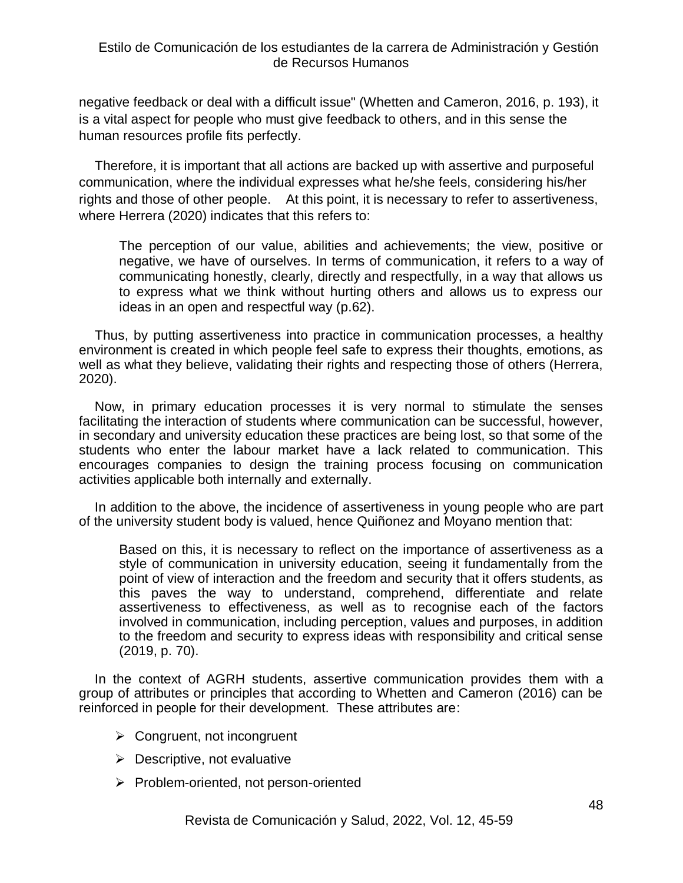negative feedback or deal with a difficult issue" (Whetten and Cameron, 2016, p. 193), it is a vital aspect for people who must give feedback to others, and in this sense the human resources profile fits perfectly.

Therefore, it is important that all actions are backed up with assertive and purposeful communication, where the individual expresses what he/she feels, considering his/her rights and those of other people. At this point, it is necessary to refer to assertiveness, where Herrera (2020) indicates that this refers to:

> The perception of our value, abilities and achievements; the view, positive or negative, we have of ourselves. In terms of communication, it refers to a way of communicating honestly, clearly, directly and respectfully, in a way that allows us to express what we think without hurting others and allows us to express our ideas in an open and respectful way (p.62).

Thus, by putting assertiveness into practice in communication processes, a healthy environment is created in which people feel safe to express their thoughts, emotions, as well as what they believe, validating their rights and respecting those of others (Herrera, 2020).

Now, in primary education processes it is very normal to stimulate the senses facilitating the interaction of students where communication can be successful, however, in secondary and university education these practices are being lost, so that some of the students who enter the labour market have a lack related to communication. This encourages companies to design the training process focusing on communication activities applicable both internally and externally.

In addition to the above, the incidence of assertiveness in young people who are part of the university student body is valued, hence Quiñonez and Moyano mention that:

> Based on this, it is necessary to reflect on the importance of assertiveness as a style of communication in university education, seeing it fundamentally from the point of view of interaction and the freedom and security that it offers students, as this paves the way to understand, comprehend, differentiate and relate assertiveness to effectiveness, as well as to recognise each of the factors involved in communication, including perception, values and purposes, in addition to the freedom and security to express ideas with responsibility and critical sense (2019, p. 70).

In the context of AGRH students, assertive communication provides them with a group of attributes or principles that according to Whetten and Cameron (2016) can be reinforced in people for their development. These attributes are:

- Congruent, not incongruent
- Descriptive, not evaluative
- Problem-oriented, not person-oriented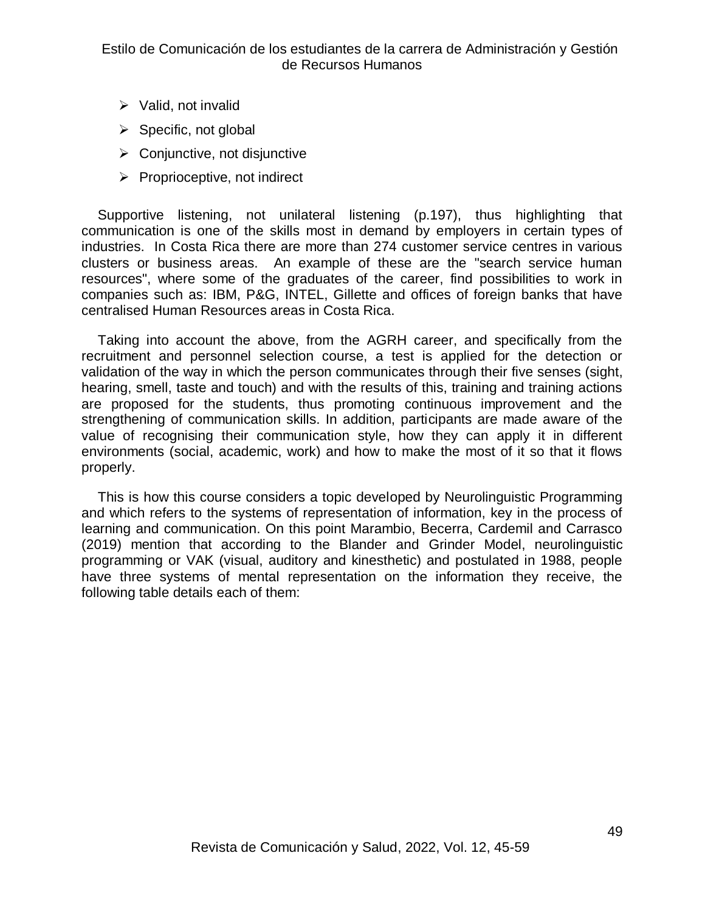- Valid, not invalid
- Specific, not global
- Conjunctive, not disjunctive
- Proprioceptive, not indirect

Supportive listening, not unilateral listening (p.197), thus highlighting that communication is one of the skills most in demand by employers in certain types of industries. In Costa Rica there are more than 274 customer service centres in various clusters or business areas. An example of these are the "search service human resources", where some of the graduates of the career, find possibilities to work in companies such as: IBM, P&G, INTEL, Gillette and offices of foreign banks that have centralised Human Resources areas in Costa Rica.

Taking into account the above, from the AGRH career, and specifically from the recruitment and personnel selection course, a test is applied for the detection or validation of the way in which the person communicates through their five senses (sight, hearing, smell, taste and touch) and with the results of this, training and training actions are proposed for the students, thus promoting continuous improvement and the strengthening of communication skills. In addition, participants are made aware of the value of recognising their communication style, how they can apply it in different environments (social, academic, work) and how to make the most of it so that it flows properly.

This is how this course considers a topic developed by Neurolinguistic Programming and which refers to the systems of representation of information, key in the process of learning and communication. On this point Marambio, Becerra, Cardemil and Carrasco (2019) mention that according to the Blander and Grinder Model, neurolinguistic programming or VAK (visual, auditory and kinesthetic) and postulated in 1988, people have three systems of mental representation on the information they receive, the following table details each of them: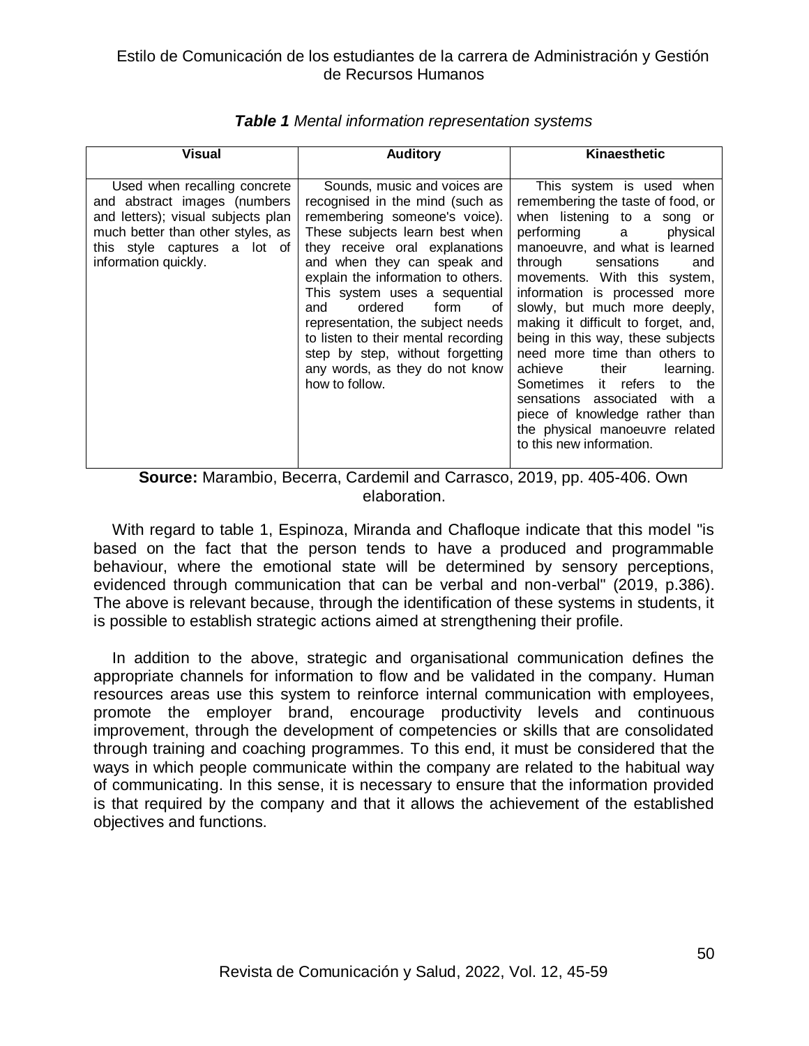*Table 1 Mental information representation systems*

| Visual | Auditory | Kinaesthetic |
|---|---|---|
| Used when recalling concrete and abstract images (numbers and letters); visual subjects plan much better than other styles, as this style captures a lot of information quickly. | Sounds, music and voices are recognised in the mind (such as remembering someone's voice). These subjects learn best when they receive oral explanations and when they can speak and explain the information to others. This system uses a sequential and ordered form of representation, the subject needs to listen to their mental recording step by step, without forgetting any words, as they do not know how to follow. | This system is used when remembering the taste of food, or when listening to a song or performing a physical manoeuvre, and what is learned through sensations and movements. With this system, information is processed more slowly, but much more deeply, making it difficult to forget, and, being in this way, these subjects need more time than others to achieve their learning. Sometimes it refers to the sensations associated with a piece of knowledge rather than the physical manoeuvre related to this new information. |

**Source:** Marambio, Becerra, Cardemil and Carrasco, 2019, pp. 405-406. Own elaboration.

With regard to table 1, Espinoza, Miranda and Chafloque indicate that this model "is based on the fact that the person tends to have a produced and programmable behaviour, where the emotional state will be determined by sensory perceptions, evidenced through communication that can be verbal and non-verbal" (2019, p.386). The above is relevant because, through the identification of these systems in students, it is possible to establish strategic actions aimed at strengthening their profile.

In addition to the above, strategic and organisational communication defines the appropriate channels for information to flow and be validated in the company. Human resources areas use this system to reinforce internal communication with employees, promote the employer brand, encourage productivity levels and continuous improvement, through the development of competencies or skills that are consolidated through training and coaching programmes. To this end, it must be considered that the ways in which people communicate within the company are related to the habitual way of communicating. In this sense, it is necessary to ensure that the information provided is that required by the company and that it allows the achievement of the established objectives and functions.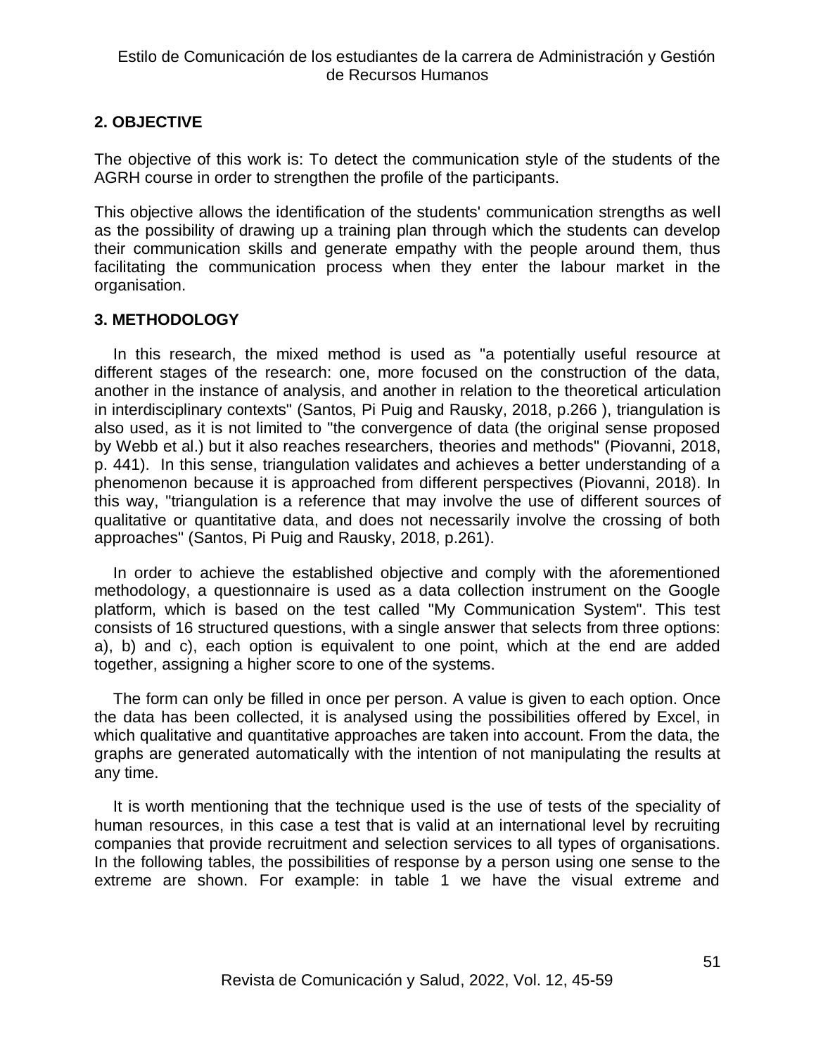## 2. OBJECTIVE

The objective of this work is: To detect the communication style of the students of the AGRH course in order to strengthen the profile of the participants.

This objective allows the identification of the students' communication strengths as well as the possibility of drawing up a training plan through which the students can develop their communication skills and generate empathy with the people around them, thus facilitating the communication process when they enter the labour market in the organisation.

## 3. METHODOLOGY

In this research, the mixed method is used as "a potentially useful resource at different stages of the research: one, more focused on the construction of the data, another in the instance of analysis, and another in relation to the theoretical articulation in interdisciplinary contexts" (Santos, Pi Puig and Rausky, 2018, p.266 ), triangulation is also used, as it is not limited to "the convergence of data (the original sense proposed by Webb et al.) but it also reaches researchers, theories and methods" (Piovanni, 2018, p. 441). In this sense, triangulation validates and achieves a better understanding of a phenomenon because it is approached from different perspectives (Piovanni, 2018). In this way, "triangulation is a reference that may involve the use of different sources of qualitative or quantitative data, and does not necessarily involve the crossing of both approaches" (Santos, Pi Puig and Rausky, 2018, p.261).

In order to achieve the established objective and comply with the aforementioned methodology, a questionnaire is used as a data collection instrument on the Google platform, which is based on the test called "My Communication System". This test consists of 16 structured questions, with a single answer that selects from three options: a), b) and c), each option is equivalent to one point, which at the end are added together, assigning a higher score to one of the systems.

The form can only be filled in once per person. A value is given to each option. Once the data has been collected, it is analysed using the possibilities offered by Excel, in which qualitative and quantitative approaches are taken into account. From the data, the graphs are generated automatically with the intention of not manipulating the results at any time.

It is worth mentioning that the technique used is the use of tests of the speciality of human resources, in this case a test that is valid at an international level by recruiting companies that provide recruitment and selection services to all types of organisations. In the following tables, the possibilities of response by a person using one sense to the extreme are shown. For example: in table 1 we have the visual extreme and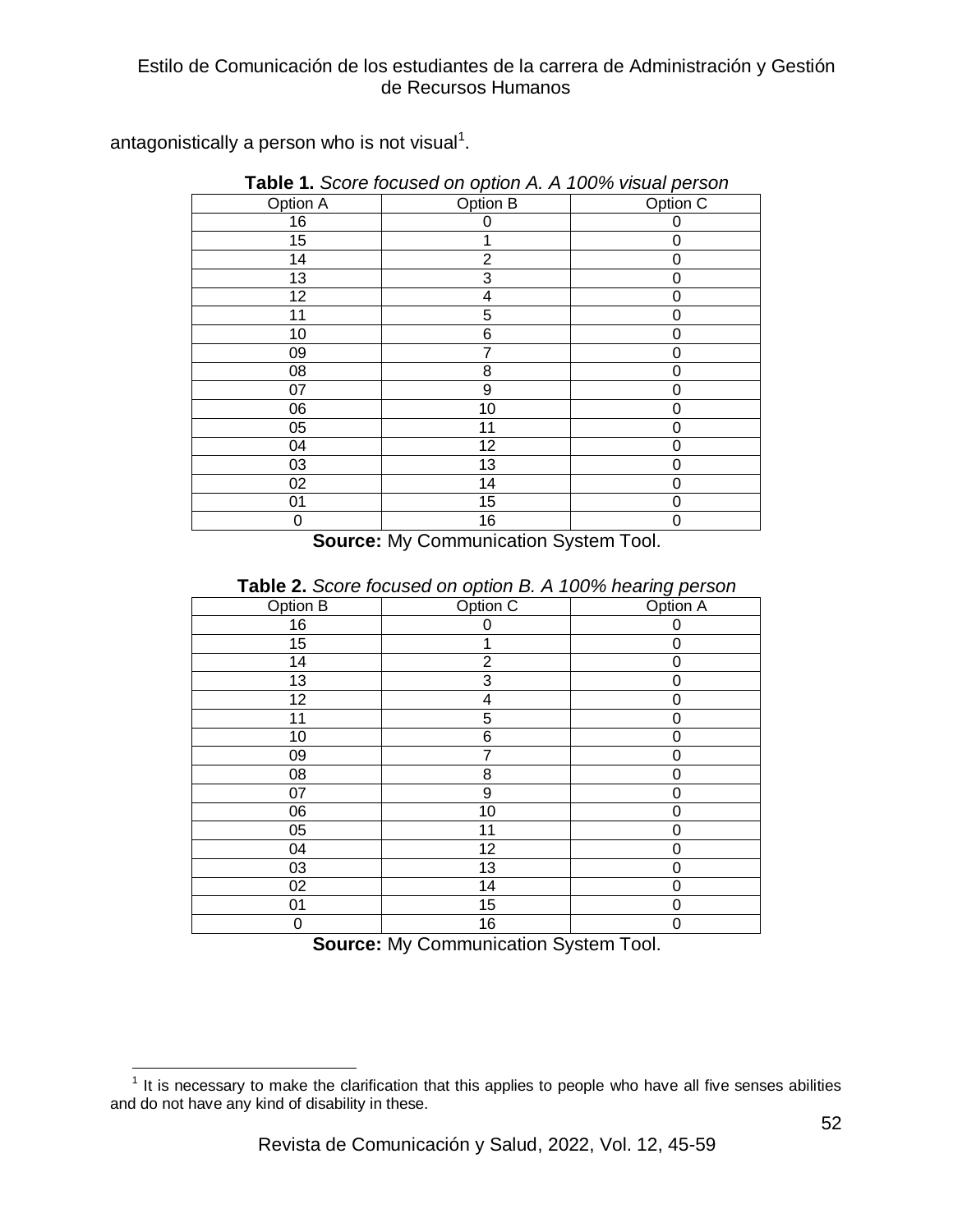antagonistically a person who is not visual[1].

**Table 1.** *Score focused on option A. A 100% visual person*

| Option A | Option B | Option C |
|---|---|---|
| 16 | 0 | 0 |
| 15 | 1 | 0 |
| 14 | 2 | 0 |
| 13 | 3 | 0 |
| 12 | 4 | 0 |
| 11 | 5 | 0 |
| 10 | 6 | 0 |
| 09 | 7 | 0 |
| 08 | 8 | 0 |
| 07 | 9 | 0 |
| 06 | 10 | 0 |
| 05 | 11 | 0 |
| 04 | 12 | 0 |
| 03 | 13 | 0 |
| 02 | 14 | 0 |
| 01 | 15 | 0 |
| 0 | 16 | 0 |

**Source:** My Communication System Tool.

**Table 2.** *Score focused on option B. A 100% hearing person*

| Option B | Option C | Option A |
|---|---|---|
| 16 | 0 | 0 |
| 15 | 1 | 0 |
| 14 | 2 | 0 |
| 13 | 3 | 0 |
| 12 | 4 | 0 |
| 11 | 5 | 0 |
| 10 | 6 | 0 |
| 09 | 7 | 0 |
| 08 | 8 | 0 |
| 07 | 9 | 0 |
| 06 | 10 | 0 |
| 05 | 11 | 0 |
| 04 | 12 | 0 |
| 03 | 13 | 0 |
| 02 | 14 | 0 |
| 01 | 15 | 0 |
| 0 | 16 | 0 |

**Source:** My Communication System Tool.

[1] It is necessary to make the clarification that this applies to people who have all five senses abilities and do not have any kind of disability in these.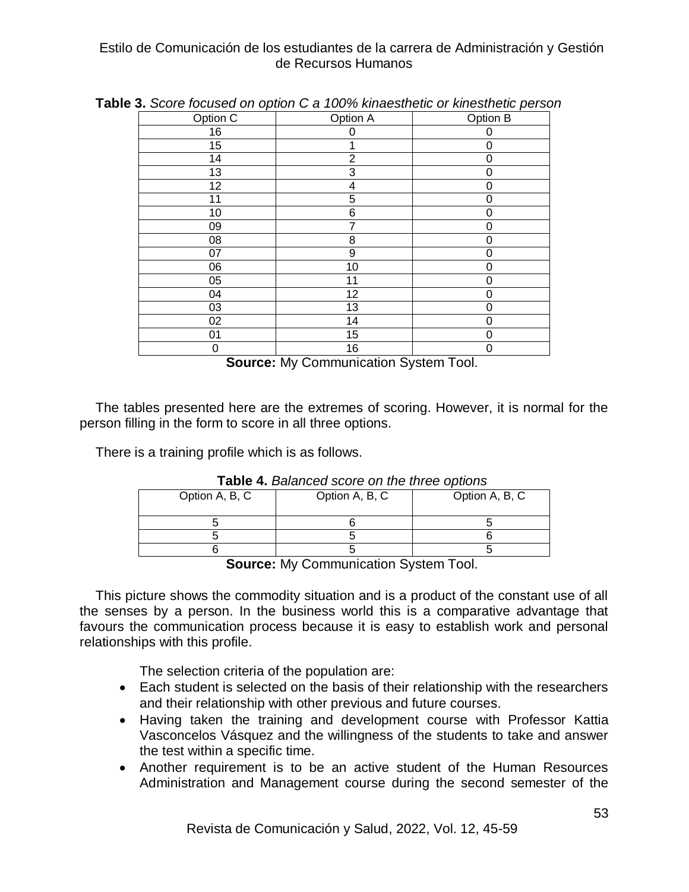**Table 3.** *Score focused on option C a 100% kinaesthetic or kinesthetic person*

| Option C | Option A | Option B |
|---|---|---|
| 16 | 0 | 0 |
| 15 | 1 | 0 |
| 14 | 2 | 0 |
| 13 | 3 | 0 |
| 12 | 4 | 0 |
| 11 | 5 | 0 |
| 10 | 6 | 0 |
| 09 | 7 | 0 |
| 08 | 8 | 0 |
| 07 | 9 | 0 |
| 06 | 10 | 0 |
| 05 | 11 | 0 |
| 04 | 12 | 0 |
| 03 | 13 | 0 |
| 02 | 14 | 0 |
| 01 | 15 | 0 |
| 0 | 16 | 0 |

**Source:** My Communication System Tool.

The tables presented here are the extremes of scoring. However, it is normal for the person filling in the form to score in all three options.

There is a training profile which is as follows.

**Table 4.** *Balanced score on the three options*

| Option A, B, C | Option A, B, C | Option A, B, C |
|---|---|---|
| 5 | 6 | 5 |
| 5 | 5 | 6 |
| 6 | 5 | 5 |

**Source:** My Communication System Tool.

This picture shows the commodity situation and is a product of the constant use of all the senses by a person. In the business world this is a comparative advantage that favours the communication process because it is easy to establish work and personal relationships with this profile.

The selection criteria of the population are:

- Each student is selected on the basis of their relationship with the researchers and their relationship with other previous and future courses.
- Having taken the training and development course with Professor Kattia Vasconcelos Vásquez and the willingness of the students to take and answer the test within a specific time.
- Another requirement is to be an active student of the Human Resources Administration and Management course during the second semester of the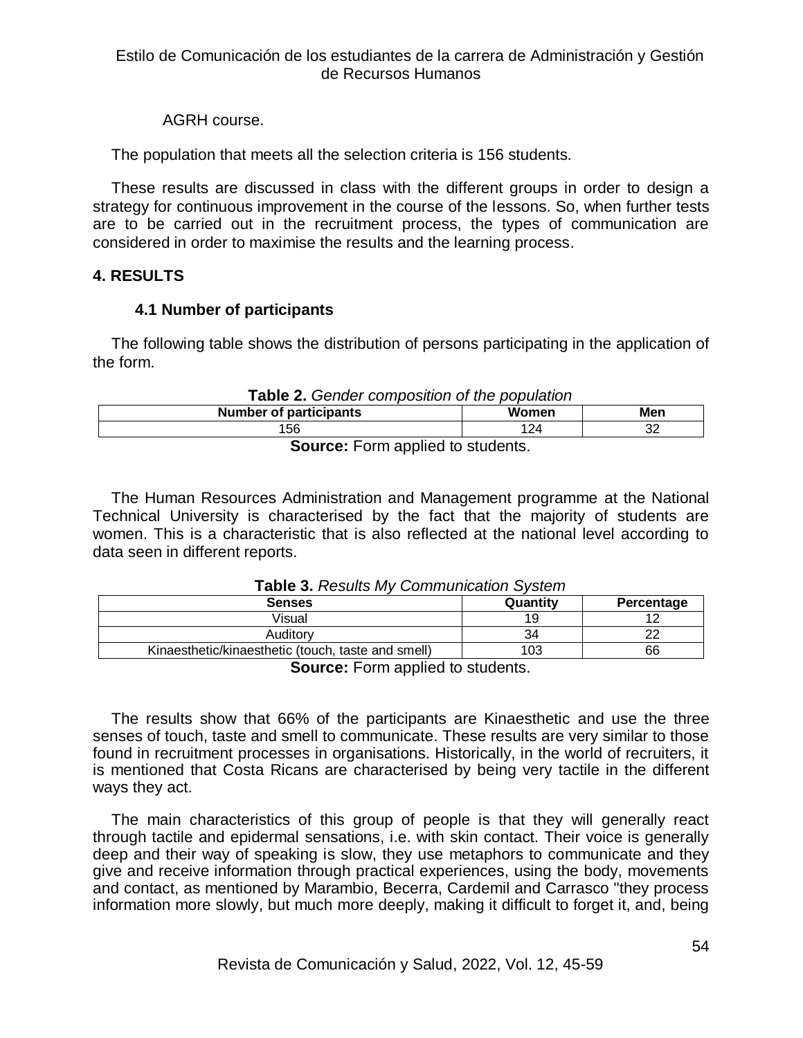AGRH course.

The population that meets all the selection criteria is 156 students.

These results are discussed in class with the different groups in order to design a strategy for continuous improvement in the course of the lessons. So, when further tests are to be carried out in the recruitment process, the types of communication are considered in order to maximise the results and the learning process.

## 4. RESULTS

### 4.1 Number of participants

The following table shows the distribution of persons participating in the application of the form.

**Table 2.** *Gender composition of the population*

| Number of participants | Women | Men |
|---|---|---|
| 156 | 124 | 32 |

**Source:** Form applied to students.

The Human Resources Administration and Management programme at the National Technical University is characterised by the fact that the majority of students are women. This is a characteristic that is also reflected at the national level according to data seen in different reports.

**Table 3.** *Results My Communication System*

| Senses | Quantity | Percentage |
|---|---|---|
| Visual | 19 | 12 |
| Auditory | 34 | 22 |
| Kinaesthetic/kinaesthetic (touch, taste and smell) | 103 | 66 |

**Source:** Form applied to students.

The results show that 66% of the participants are Kinaesthetic and use the three senses of touch, taste and smell to communicate. These results are very similar to those found in recruitment processes in organisations. Historically, in the world of recruiters, it is mentioned that Costa Ricans are characterised by being very tactile in the different ways they act.

The main characteristics of this group of people is that they will generally react through tactile and epidermal sensations, i.e. with skin contact. Their voice is generally deep and their way of speaking is slow, they use metaphors to communicate and they give and receive information through practical experiences, using the body, movements and contact, as mentioned by Marambio, Becerra, Cardemil and Carrasco "they process information more slowly, but much more deeply, making it difficult to forget it, and, being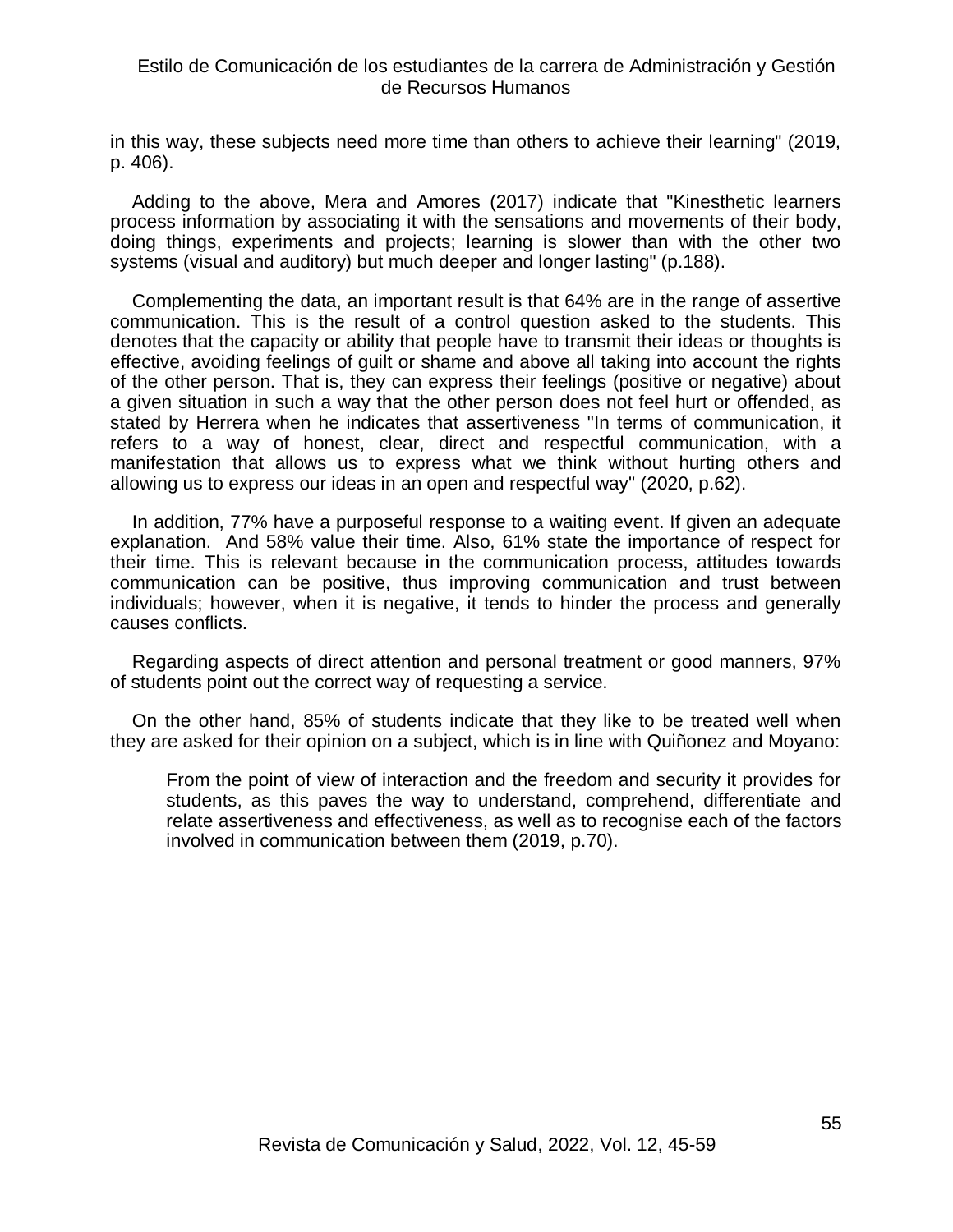in this way, these subjects need more time than others to achieve their learning" (2019, p. 406).

Adding to the above, Mera and Amores (2017) indicate that "Kinesthetic learners process information by associating it with the sensations and movements of their body, doing things, experiments and projects; learning is slower than with the other two systems (visual and auditory) but much deeper and longer lasting" (p.188).

Complementing the data, an important result is that 64% are in the range of assertive communication. This is the result of a control question asked to the students. This denotes that the capacity or ability that people have to transmit their ideas or thoughts is effective, avoiding feelings of guilt or shame and above all taking into account the rights of the other person. That is, they can express their feelings (positive or negative) about a given situation in such a way that the other person does not feel hurt or offended, as stated by Herrera when he indicates that assertiveness "In terms of communication, it refers to a way of honest, clear, direct and respectful communication, with a manifestation that allows us to express what we think without hurting others and allowing us to express our ideas in an open and respectful way" (2020, p.62).

In addition, 77% have a purposeful response to a waiting event. If given an adequate explanation. And 58% value their time. Also, 61% state the importance of respect for their time. This is relevant because in the communication process, attitudes towards communication can be positive, thus improving communication and trust between individuals; however, when it is negative, it tends to hinder the process and generally causes conflicts.

Regarding aspects of direct attention and personal treatment or good manners, 97% of students point out the correct way of requesting a service.

On the other hand, 85% of students indicate that they like to be treated well when they are asked for their opinion on a subject, which is in line with Quiñonez and Moyano:

> From the point of view of interaction and the freedom and security it provides for students, as this paves the way to understand, comprehend, differentiate and relate assertiveness and effectiveness, as well as to recognise each of the factors involved in communication between them (2019, p.70).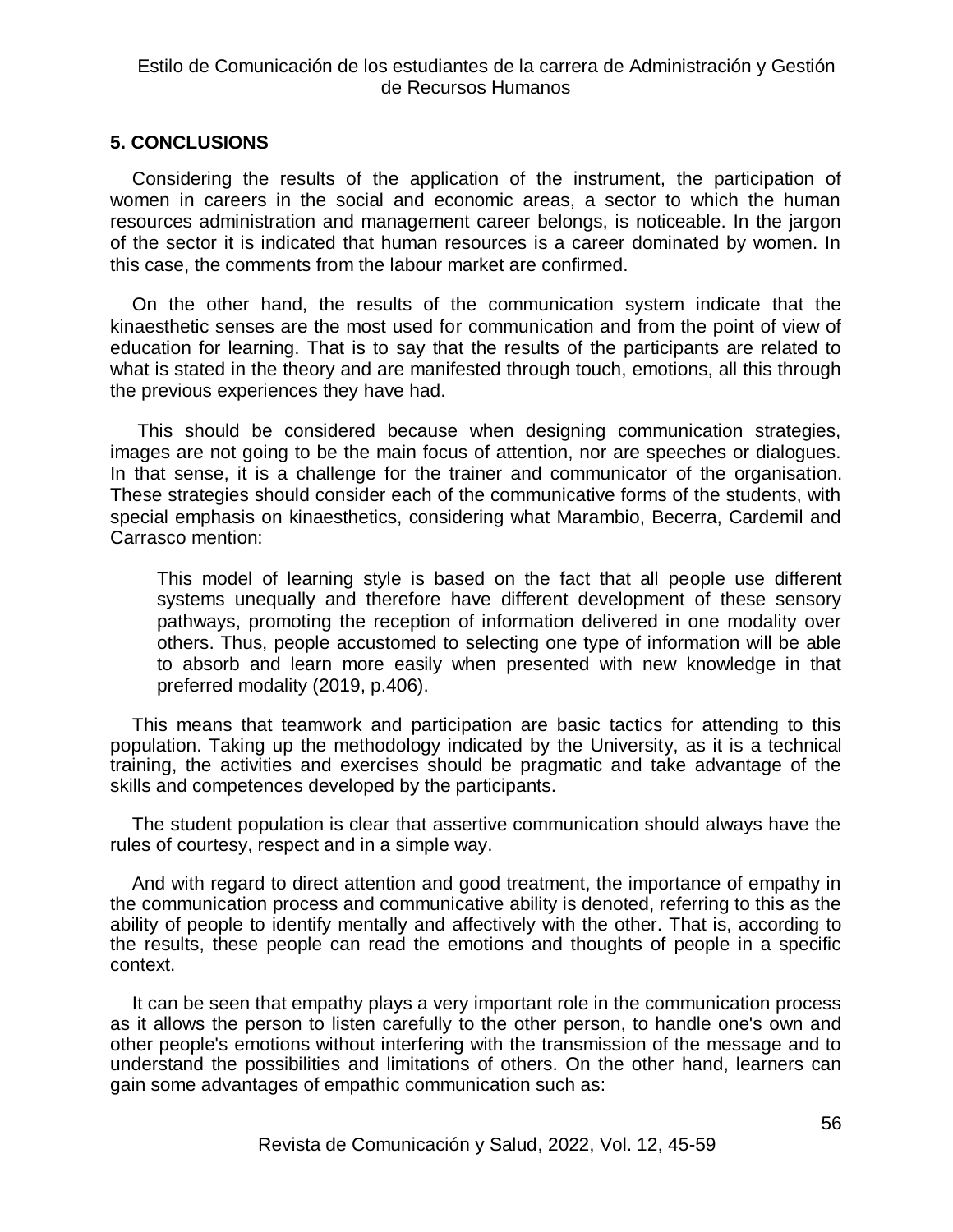## 5. CONCLUSIONS

Considering the results of the application of the instrument, the participation of women in careers in the social and economic areas, a sector to which the human resources administration and management career belongs, is noticeable. In the jargon of the sector it is indicated that human resources is a career dominated by women. In this case, the comments from the labour market are confirmed.

On the other hand, the results of the communication system indicate that the kinaesthetic senses are the most used for communication and from the point of view of education for learning. That is to say that the results of the participants are related to what is stated in the theory and are manifested through touch, emotions, all this through the previous experiences they have had.

This should be considered because when designing communication strategies, images are not going to be the main focus of attention, nor are speeches or dialogues. In that sense, it is a challenge for the trainer and communicator of the organisation. These strategies should consider each of the communicative forms of the students, with special emphasis on kinaesthetics, considering what Marambio, Becerra, Cardemil and Carrasco mention:

> This model of learning style is based on the fact that all people use different systems unequally and therefore have different development of these sensory pathways, promoting the reception of information delivered in one modality over others. Thus, people accustomed to selecting one type of information will be able to absorb and learn more easily when presented with new knowledge in that preferred modality (2019, p.406).

This means that teamwork and participation are basic tactics for attending to this population. Taking up the methodology indicated by the University, as it is a technical training, the activities and exercises should be pragmatic and take advantage of the skills and competences developed by the participants.

The student population is clear that assertive communication should always have the rules of courtesy, respect and in a simple way.

And with regard to direct attention and good treatment, the importance of empathy in the communication process and communicative ability is denoted, referring to this as the ability of people to identify mentally and affectively with the other. That is, according to the results, these people can read the emotions and thoughts of people in a specific context.

It can be seen that empathy plays a very important role in the communication process as it allows the person to listen carefully to the other person, to handle one's own and other people's emotions without interfering with the transmission of the message and to understand the possibilities and limitations of others. On the other hand, learners can gain some advantages of empathic communication such as: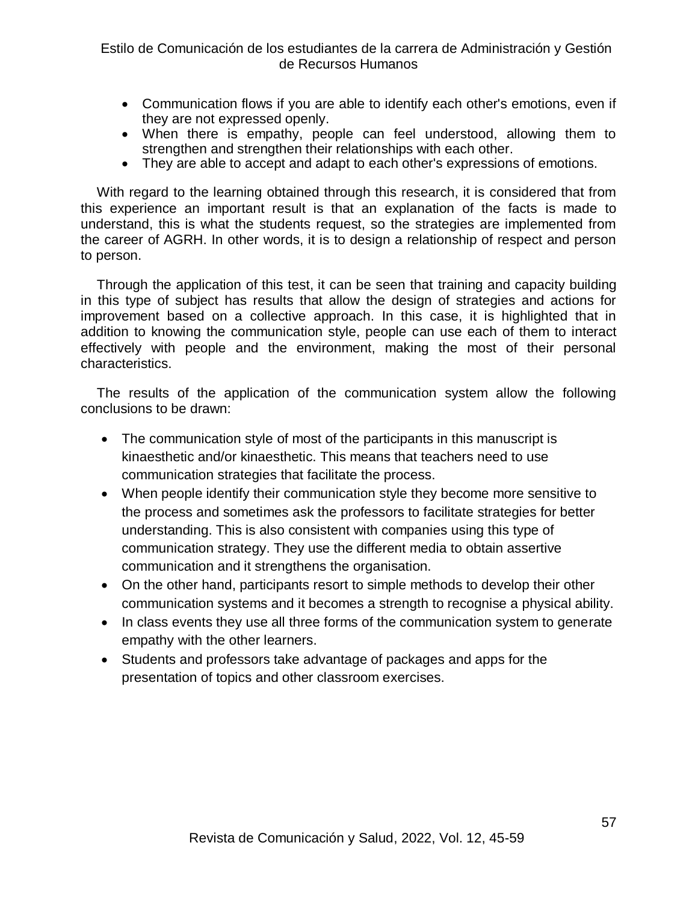- Communication flows if you are able to identify each other's emotions, even if they are not expressed openly.
- When there is empathy, people can feel understood, allowing them to strengthen and strengthen their relationships with each other.
- They are able to accept and adapt to each other's expressions of emotions.

With regard to the learning obtained through this research, it is considered that from this experience an important result is that an explanation of the facts is made to understand, this is what the students request, so the strategies are implemented from the career of AGRH. In other words, it is to design a relationship of respect and person to person.

Through the application of this test, it can be seen that training and capacity building in this type of subject has results that allow the design of strategies and actions for improvement based on a collective approach. In this case, it is highlighted that in addition to knowing the communication style, people can use each of them to interact effectively with people and the environment, making the most of their personal characteristics.

The results of the application of the communication system allow the following conclusions to be drawn:

- The communication style of most of the participants in this manuscript is kinaesthetic and/or kinaesthetic. This means that teachers need to use communication strategies that facilitate the process.
- When people identify their communication style they become more sensitive to the process and sometimes ask the professors to facilitate strategies for better understanding. This is also consistent with companies using this type of communication strategy. They use the different media to obtain assertive communication and it strengthens the organisation.
- On the other hand, participants resort to simple methods to develop their other communication systems and it becomes a strength to recognise a physical ability.
- In class events they use all three forms of the communication system to generate empathy with the other learners.
- Students and professors take advantage of packages and apps for the presentation of topics and other classroom exercises.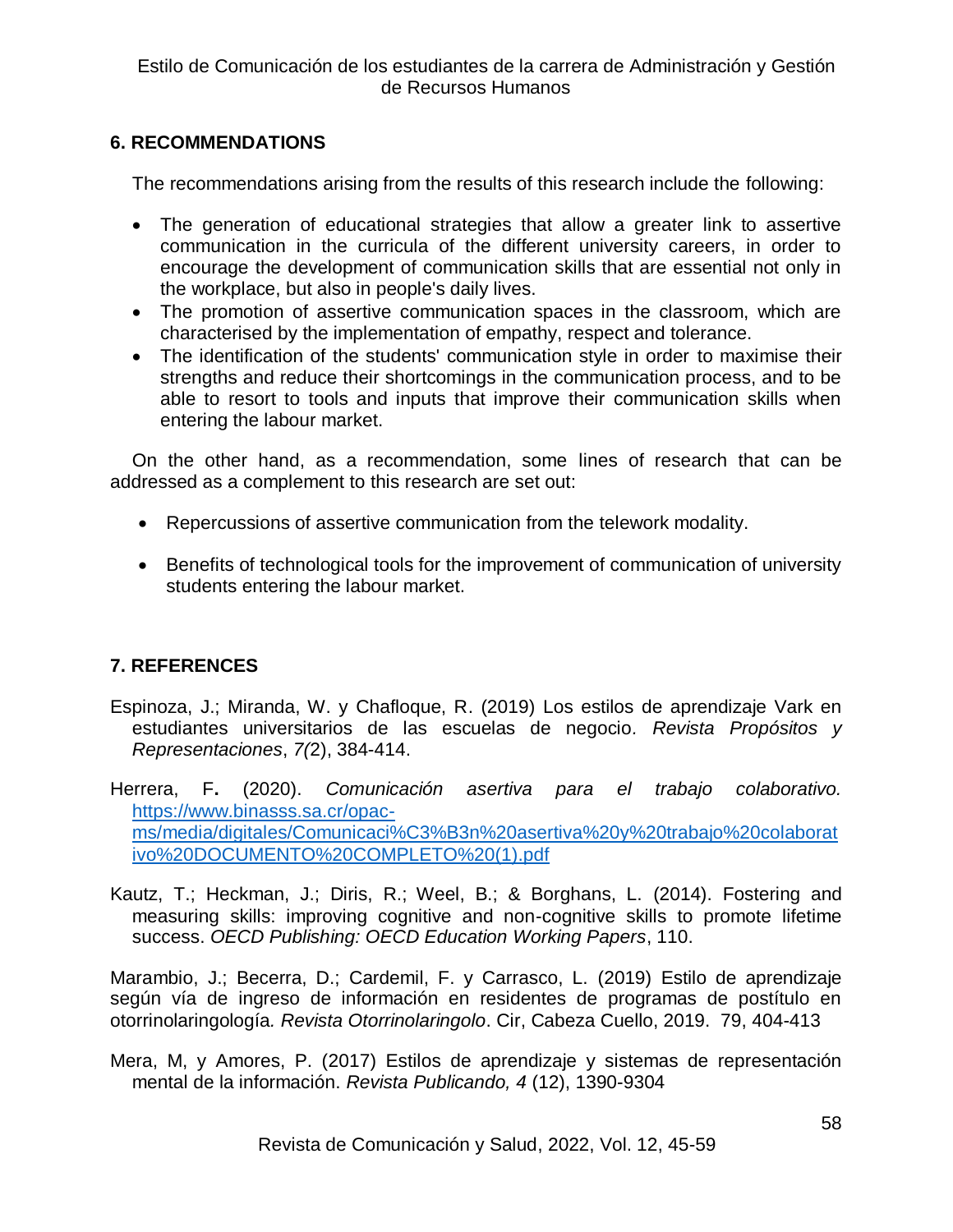## 6. RECOMMENDATIONS

The recommendations arising from the results of this research include the following:

- The generation of educational strategies that allow a greater link to assertive communication in the curricula of the different university careers, in order to encourage the development of communication skills that are essential not only in the workplace, but also in people's daily lives.
- The promotion of assertive communication spaces in the classroom, which are characterised by the implementation of empathy, respect and tolerance.
- The identification of the students' communication style in order to maximise their strengths and reduce their shortcomings in the communication process, and to be able to resort to tools and inputs that improve their communication skills when entering the labour market.

On the other hand, as a recommendation, some lines of research that can be addressed as a complement to this research are set out:

- Repercussions of assertive communication from the telework modality.
- Benefits of technological tools for the improvement of communication of university students entering the labour market.

## 7. REFERENCES

Espinoza, J.; Miranda, W. y Chafloque, R. (2019) Los estilos de aprendizaje Vark en estudiantes universitarios de las escuelas de negocio. *Revista Propósitos y Representaciones*, *7(*2), 384-414.

Herrera, F**.** (2020). *Comunicación asertiva para el trabajo colaborativo.* https://www.binasss.sa.cr/opac-ms/media/digitales/Comunicaci%C3%B3n%20asertiva%20y%20trabajo%20colaborativo%20DOCUMENTO%20COMPLETO%20(1).pdf

Kautz, T.; Heckman, J.; Diris, R.; Weel, B.; & Borghans, L. (2014). Fostering and measuring skills: improving cognitive and non-cognitive skills to promote lifetime success. *OECD Publishing: OECD Education Working Papers*, 110.

Marambio, J.; Becerra, D.; Cardemil, F. y Carrasco, L. (2019) Estilo de aprendizaje según vía de ingreso de información en residentes de programas de postítulo en otorrinolaringología*. Revista Otorrinolaringolo*. Cir, Cabeza Cuello, 2019. 79, 404-413

Mera, M, y Amores, P. (2017) Estilos de aprendizaje y sistemas de representación mental de la información. *Revista Publicando, 4* (12), 1390-9304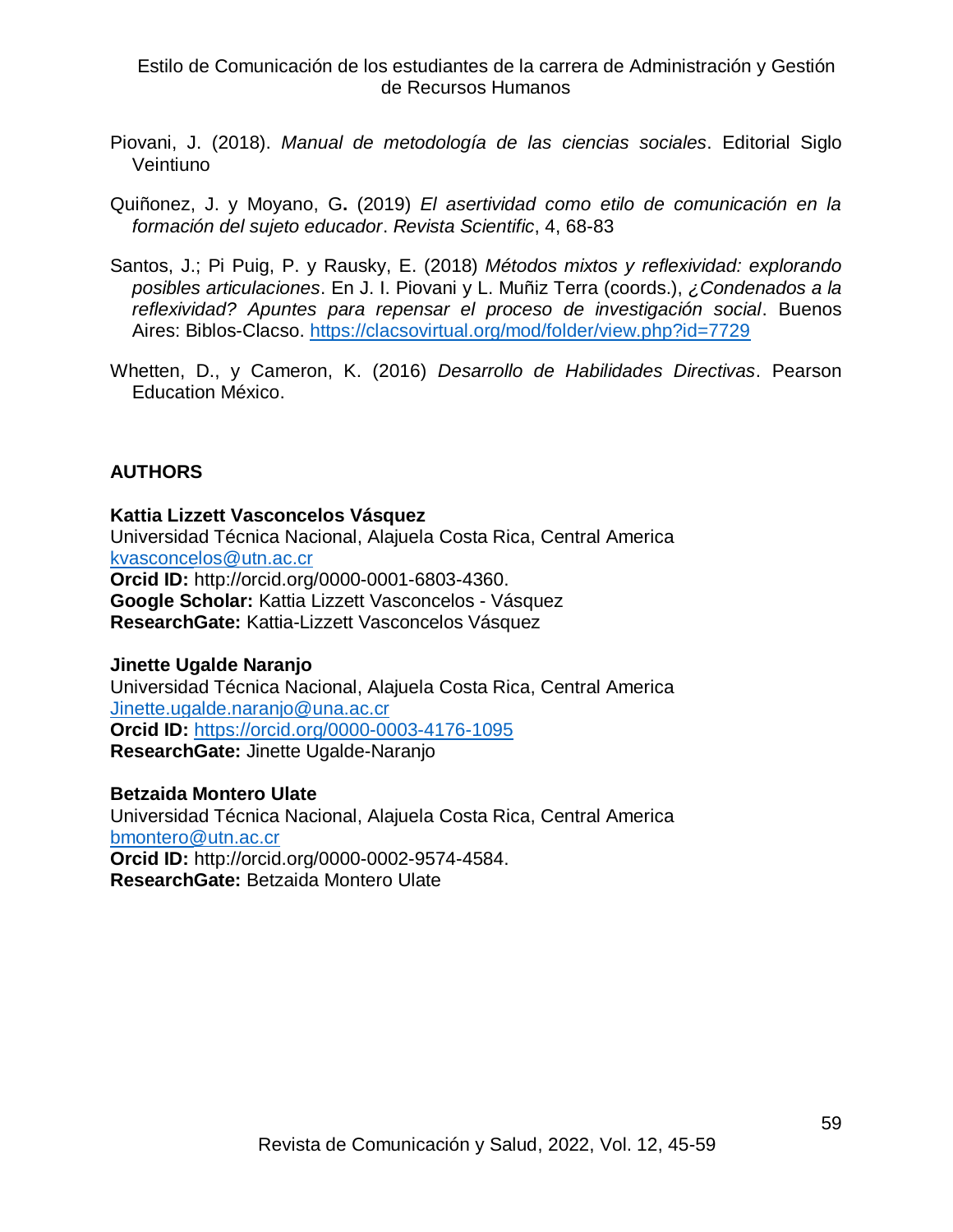Piovani, J. (2018). *Manual de metodología de las ciencias sociales*. Editorial Siglo Veintiuno

Quiñonez, J. y Moyano, G**.** (2019) *El asertividad como etilo de comunicación en la formación del sujeto educador*. *Revista Scientific*, 4, 68-83

Santos, J.; Pi Puig, P. y Rausky, E. (2018) *Métodos mixtos y reflexividad: explorando posibles articulaciones*. En J. I. Piovani y L. Muñiz Terra (coords.), *¿Condenados a la reflexividad? Apuntes para repensar el proceso de investigación social*. Buenos Aires: Biblos-Clacso. https://clacsovirtual.org/mod/folder/view.php?id=7729

Whetten, D., y Cameron, K. (2016) *Desarrollo de Habilidades Directivas*. Pearson Education México.

## AUTHORS

**Kattia Lizzett Vasconcelos Vásquez**
Universidad Técnica Nacional, Alajuela Costa Rica, Central America
kvasconcelos@utn.ac.cr
**Orcid ID:** http://orcid.org/0000-0001-6803-4360.
**Google Scholar:** Kattia Lizzett Vasconcelos - Vásquez
**ResearchGate:** Kattia-Lizzett Vasconcelos Vásquez

**Jinette Ugalde Naranjo**
Universidad Técnica Nacional, Alajuela Costa Rica, Central America
Jinette.ugalde.naranjo@una.ac.cr
**Orcid ID:** https://orcid.org/0000-0003-4176-1095
**ResearchGate:** Jinette Ugalde-Naranjo

**Betzaida Montero Ulate**
Universidad Técnica Nacional, Alajuela Costa Rica, Central America
bmontero@utn.ac.cr
**Orcid ID:** http://orcid.org/0000-0002-9574-4584.
**ResearchGate:** Betzaida Montero Ulate